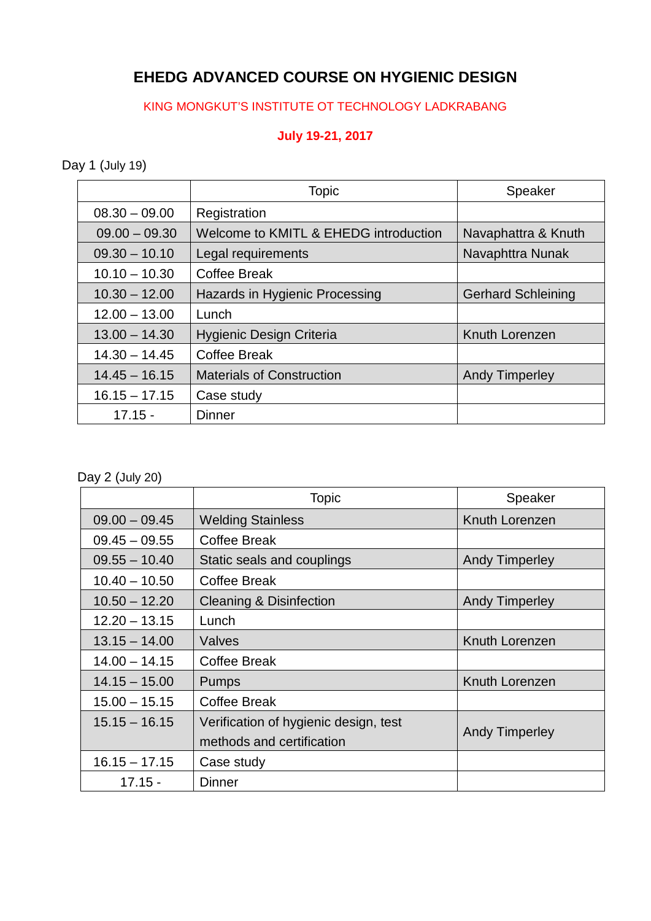# EHEDG ADVANCED COURSE ON HYGIENIC DESIGN

KING MONGKUT'S INSTITUTE OT TECHNOLOGY LADKRABANG

**July 19-21, 2017**

Day 1 (July 19)

| | Topic | Speaker |
|---|---|---|
| 08.30 – 09.00 | Registration | |
| 09.00 – 09.30 | Welcome to KMITL & EHEDG introduction | Navaphattra & Knuth |
| 09.30 – 10.10 | Legal requirements | Navaphttra Nunak |
| 10.10 – 10.30 | Coffee Break | |
| 10.30 – 12.00 | Hazards in Hygienic Processing | Gerhard Schleining |
| 12.00 – 13.00 | Lunch | |
| 13.00 – 14.30 | Hygienic Design Criteria | Knuth Lorenzen |
| 14.30 – 14.45 | Coffee Break | |
| 14.45 – 16.15 | Materials of Construction | Andy Timperley |
| 16.15 – 17.15 | Case study | |
| 17.15 - | Dinner | |

Day 2 (July 20)

| | Topic | Speaker |
|---|---|---|
| 09.00 – 09.45 | Welding Stainless | Knuth Lorenzen |
| 09.45 – 09.55 | Coffee Break | |
| 09.55 – 10.40 | Static seals and couplings | Andy Timperley |
| 10.40 – 10.50 | Coffee Break | |
| 10.50 – 12.20 | Cleaning & Disinfection | Andy Timperley |
| 12.20 – 13.15 | Lunch | |
| 13.15 – 14.00 | Valves | Knuth Lorenzen |
| 14.00 – 14.15 | Coffee Break | |
| 14.15 – 15.00 | Pumps | Knuth Lorenzen |
| 15.00 – 15.15 | Coffee Break | |
| 15.15 – 16.15 | Verification of hygienic design, test methods and certification | Andy Timperley |
| 16.15 – 17.15 | Case study | |
| 17.15 - | Dinner | |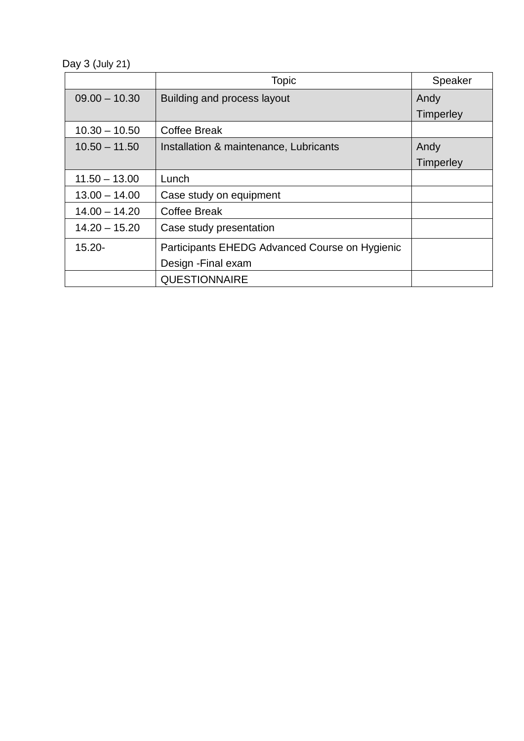Day 3 (July 21)

| | Topic | Speaker |
|---|---|---|
| 09.00 – 10.30 | Building and process layout | Andy Timperley |
| 10.30 – 10.50 | Coffee Break | |
| 10.50 – 11.50 | Installation & maintenance, Lubricants | Andy Timperley |
| 11.50 – 13.00 | Lunch | |
| 13.00 – 14.00 | Case study on equipment | |
| 14.00 – 14.20 | Coffee Break | |
| 14.20 – 15.20 | Case study presentation | |
| 15.20- | Participants EHEDG Advanced Course on Hygienic Design -Final exam | |
| | QUESTIONNAIRE | |